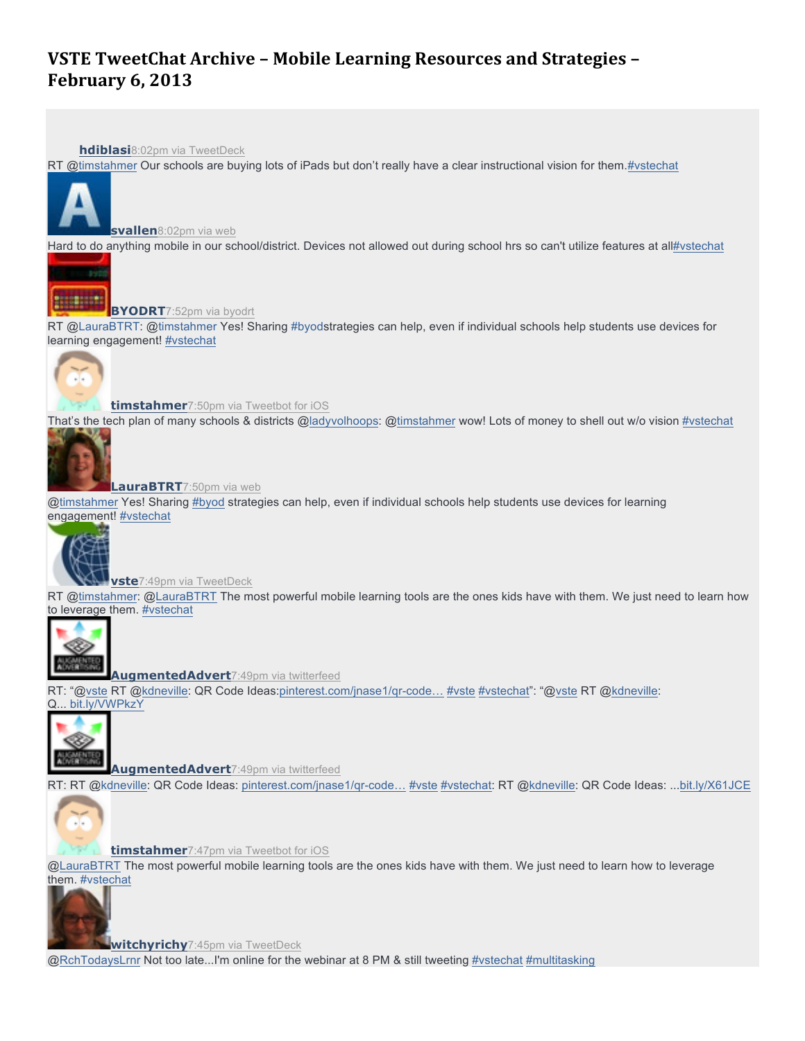# VSTE TweetChat Archive – Mobile Learning Resources and Strategies – February 6, 2013

**hdiblasi** 8:02pm via TweetDeck

RT @timstahmer Our schools are buying lots of iPads but don't really have a clear instructional vision for them.#vstechat

**svallen** 8:02pm via web

Hard to do anything mobile in our school/district. Devices not allowed out during school hrs so can't utilize features at all#vstechat

**BYODRT** 7:52pm via byodrt

RT @LauraBTRT: @timstahmer Yes! Sharing #byodstrategies can help, even if individual schools help students use devices for learning engagement! #vstechat

**timstahmer** 7:50pm via Tweetbot for iOS

That's the tech plan of many schools & districts @ladyvolhoops: @timstahmer wow! Lots of money to shell out w/o vision #vstechat

**LauraBTRT** 7:50pm via web

@timstahmer Yes! Sharing #byod strategies can help, even if individual schools help students use devices for learning engagement! #vstechat

**vste** 7:49pm via TweetDeck

RT @timstahmer: @LauraBTRT The most powerful mobile learning tools are the ones kids have with them. We just need to learn how to leverage them. #vstechat

**AugmentedAdvert** 7:49pm via twitterfeed

RT: "@vste RT @kdneville: QR Code Ideas:pinterest.com/jnase1/qr-code… #vste #vstechat": "@vste RT @kdneville: Q... bit.ly/VWPkzY

**AugmentedAdvert** 7:49pm via twitterfeed

RT: RT @kdneville: QR Code Ideas: pinterest.com/jnase1/qr-code… #vste #vstechat: RT @kdneville: QR Code Ideas: ...bit.ly/X61JCE

**timstahmer** 7:47pm via Tweetbot for iOS

@LauraBTRT The most powerful mobile learning tools are the ones kids have with them. We just need to learn how to leverage them. #vstechat

**witchyrichy** 7:45pm via TweetDeck

@RchTodaysLrnr Not too late...I'm online for the webinar at 8 PM & still tweeting #vstechat #multitasking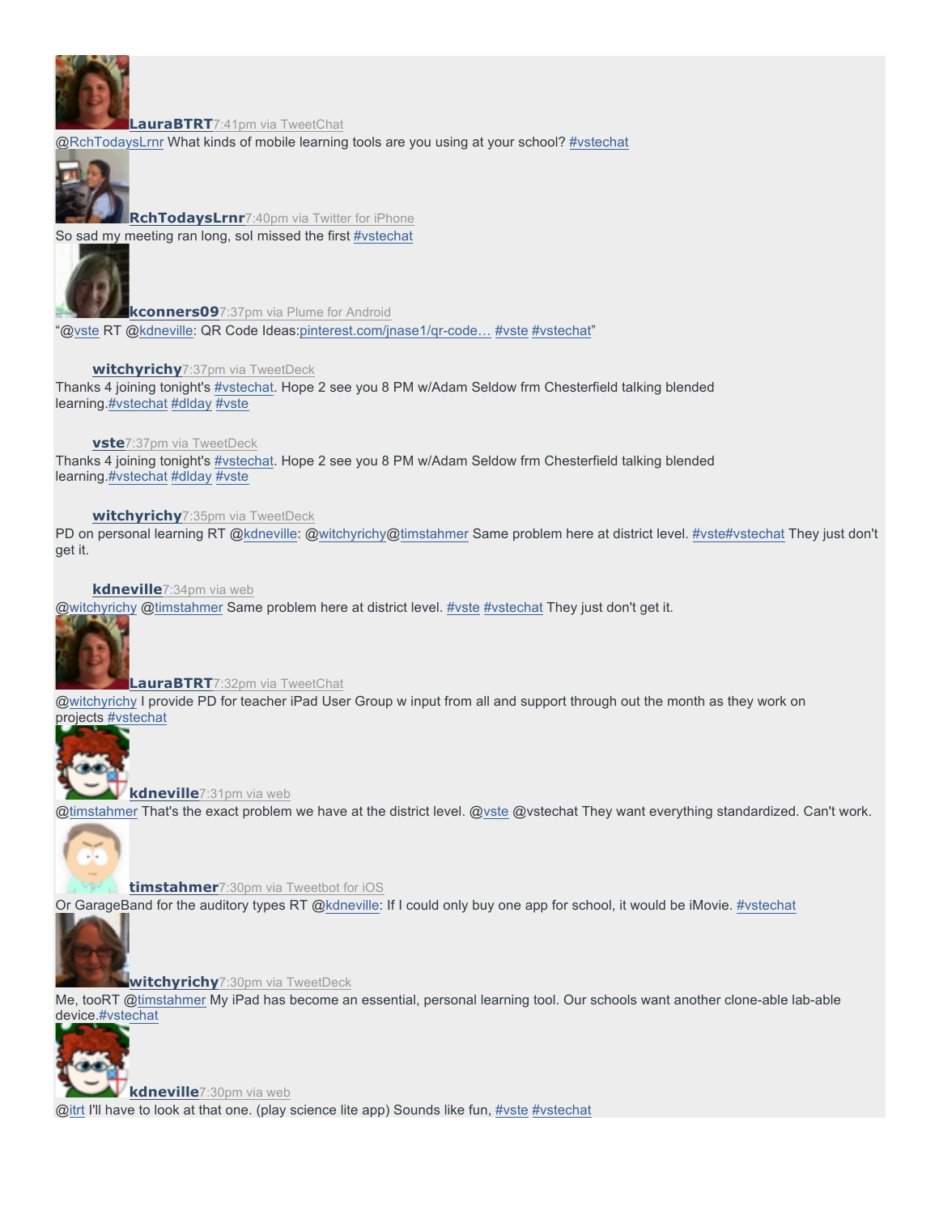**LauraBTRT** 7:41pm via TweetChat
@RchTodaysLrnr What kinds of mobile learning tools are you using at your school? #vstechat

**RchTodaysLrnr** 7:40pm via Twitter for iPhone
So sad my meeting ran long, sol missed the first #vstechat

**kconners09** 7:37pm via Plume for Android
"@vste RT @kdneville: QR Code Ideas:pinterest.com/jnase1/qr-code… #vste #vstechat"

**witchyrichy** 7:37pm via TweetDeck
Thanks 4 joining tonight's #vstechat. Hope 2 see you 8 PM w/Adam Seldow frm Chesterfield talking blended learning.#vstechat #dlday #vste

**vste** 7:37pm via TweetDeck
Thanks 4 joining tonight's #vstechat. Hope 2 see you 8 PM w/Adam Seldow frm Chesterfield talking blended learning.#vstechat #dlday #vste

**witchyrichy** 7:35pm via TweetDeck
PD on personal learning RT @kdneville: @witchyrichy@timstahmer Same problem here at district level. #vste#vstechat They just don't get it.

**kdneville** 7:34pm via web
@witchyrichy @timstahmer Same problem here at district level. #vste #vstechat They just don't get it.

**LauraBTRT** 7:32pm via TweetChat
@witchyrichy I provide PD for teacher iPad User Group w input from all and support through out the month as they work on projects #vstechat

**kdneville** 7:31pm via web
@timstahmer That's the exact problem we have at the district level. @vste @vstechat They want everything standardized. Can't work.

**timstahmer** 7:30pm via Tweetbot for iOS
Or GarageBand for the auditory types RT @kdneville: If I could only buy one app for school, it would be iMovie. #vstechat

**witchyrichy** 7:30pm via TweetDeck
Me, tooRT @timstahmer My iPad has become an essential, personal learning tool. Our schools want another clone-able lab-able device.#vstechat

**kdneville** 7:30pm via web
@itrt I'll have to look at that one. (play science lite app) Sounds like fun, #vste #vstechat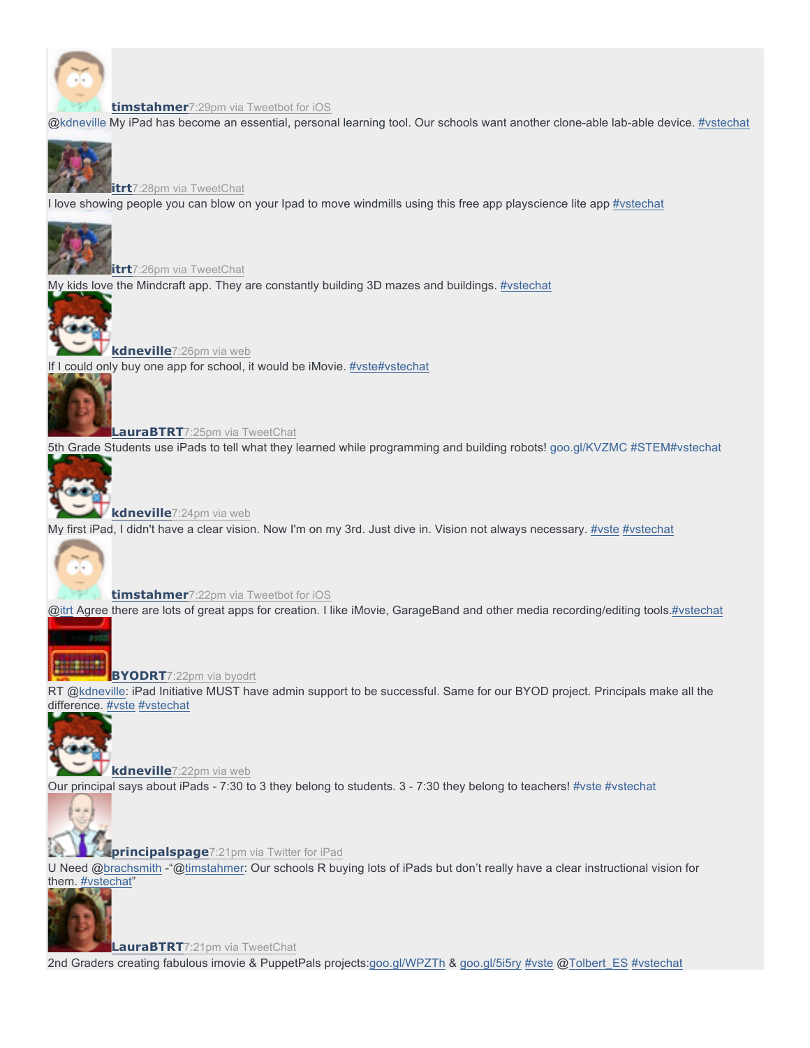**timstahmer** 7:29pm via Tweetbot for iOS
@kdneville My iPad has become an essential, personal learning tool. Our schools want another clone-able lab-able device. #vstechat

**itrt** 7:28pm via TweetChat
I love showing people you can blow on your Ipad to move windmills using this free app playscience lite app #vstechat

**itrt** 7:26pm via TweetChat
My kids love the Mindcraft app. They are constantly building 3D mazes and buildings. #vstechat

**kdneville** 7:26pm via web
If I could only buy one app for school, it would be iMovie. #vste#vstechat

**LauraBTRT** 7:25pm via TweetChat
5th Grade Students use iPads to tell what they learned while programming and building robots! goo.gl/KVZMC #STEM#vstechat

**kdneville** 7:24pm via web
My first iPad, I didn't have a clear vision. Now I'm on my 3rd. Just dive in. Vision not always necessary. #vste #vstechat

**timstahmer** 7:22pm via Tweetbot for iOS
@itrt Agree there are lots of great apps for creation. I like iMovie, GarageBand and other media recording/editing tools.#vstechat

**BYODRT** 7:22pm via byodrt
RT @kdneville: iPad Initiative MUST have admin support to be successful. Same for our BYOD project. Principals make all the difference. #vste #vstechat

**kdneville** 7:22pm via web
Our principal says about iPads - 7:30 to 3 they belong to students. 3 - 7:30 they belong to teachers! #vste #vstechat

**principalspage** 7:21pm via Twitter for iPad
U Need @brachsmith -"@timstahmer: Our schools R buying lots of iPads but don't really have a clear instructional vision for them. #vstechat"

**LauraBTRT** 7:21pm via TweetChat
2nd Graders creating fabulous imovie & PuppetPals projects:goo.gl/WPZTh & goo.gl/5i5ry #vste @Tolbert_ES #vstechat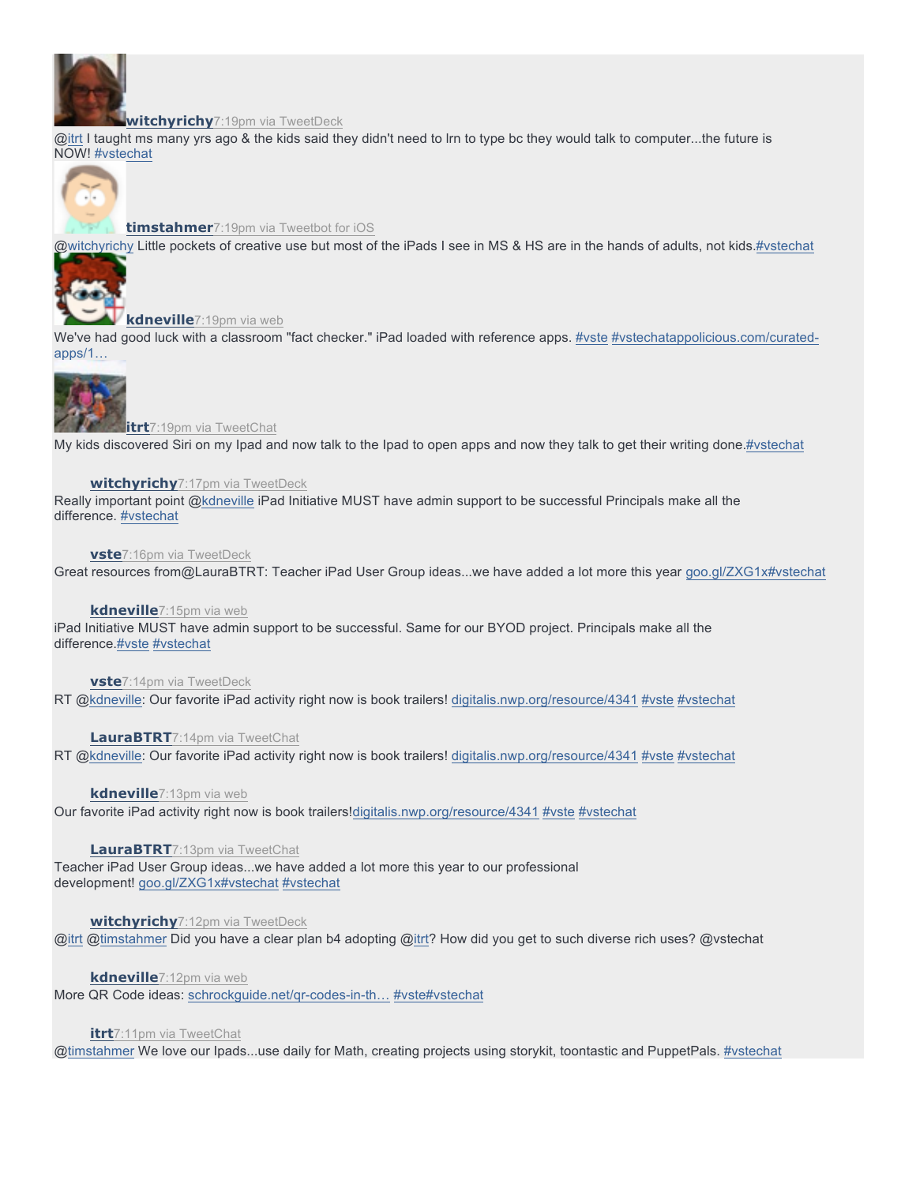**witchyrichy** 7:19pm via TweetDeck

@itrt I taught ms many yrs ago & the kids said they didn't need to lrn to type bc they would talk to computer...the future is NOW! #vstechat

**timstahmer** 7:19pm via Tweetbot for iOS

@witchyrichy Little pockets of creative use but most of the iPads I see in MS & HS are in the hands of adults, not kids.#vstechat

**kdneville** 7:19pm via web

We've had good luck with a classroom "fact checker." iPad loaded with reference apps. #vste #vstechatappolicious.com/curated-apps/1…

**itrt** 7:19pm via TweetChat

My kids discovered Siri on my Ipad and now talk to the Ipad to open apps and now they talk to get their writing done.#vstechat

**witchyrichy** 7:17pm via TweetDeck

Really important point @kdneville iPad Initiative MUST have admin support to be successful Principals make all the difference. #vstechat

**vste** 7:16pm via TweetDeck

Great resources from@LauraBTRT: Teacher iPad User Group ideas...we have added a lot more this year goo.gl/ZXG1x#vstechat

**kdneville** 7:15pm via web

iPad Initiative MUST have admin support to be successful. Same for our BYOD project. Principals make all the difference.#vste #vstechat

**vste** 7:14pm via TweetDeck

RT @kdneville: Our favorite iPad activity right now is book trailers! digitalis.nwp.org/resource/4341 #vste #vstechat

**LauraBTRT** 7:14pm via TweetChat

RT @kdneville: Our favorite iPad activity right now is book trailers! digitalis.nwp.org/resource/4341 #vste #vstechat

**kdneville** 7:13pm via web

Our favorite iPad activity right now is book trailers!digitalis.nwp.org/resource/4341 #vste #vstechat

**LauraBTRT** 7:13pm via TweetChat

Teacher iPad User Group ideas...we have added a lot more this year to our professional development! goo.gl/ZXG1x#vstechat #vstechat

**witchyrichy** 7:12pm via TweetDeck

@itrt @timstahmer Did you have a clear plan b4 adopting @itrt? How did you get to such diverse rich uses? @vstechat

**kdneville** 7:12pm via web

More QR Code ideas: schrockguide.net/qr-codes-in-th… #vste#vstechat

**itrt** 7:11pm via TweetChat

@timstahmer We love our Ipads...use daily for Math, creating projects using storykit, toontastic and PuppetPals. #vstechat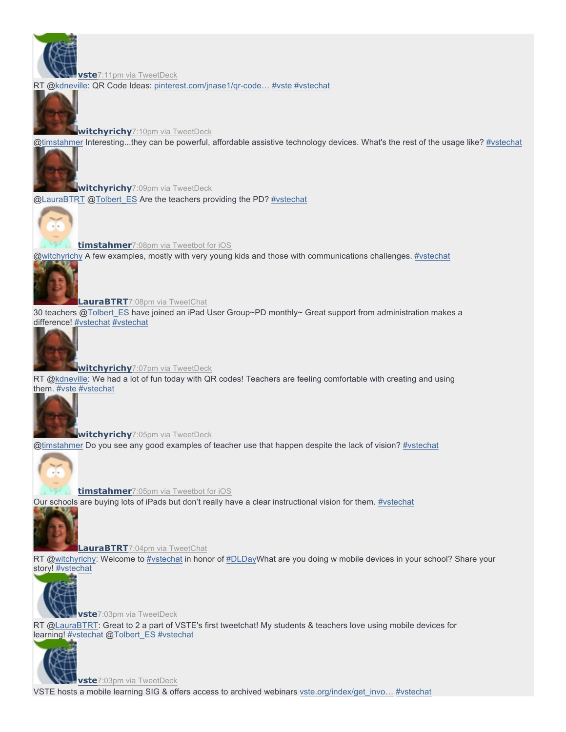**vste** 7:11pm via TweetDeck

RT @kdneville: QR Code Ideas: pinterest.com/jnase1/qr-code… #vste #vstechat

**witchyrichy** 7:10pm via TweetDeck

@timstahmer Interesting...they can be powerful, affordable assistive technology devices. What's the rest of the usage like? #vstechat

**witchyrichy** 7:09pm via TweetDeck

@LauraBTRT @Tolbert_ES Are the teachers providing the PD? #vstechat

**timstahmer** 7:08pm via Tweetbot for iOS

@witchyrichy A few examples, mostly with very young kids and those with communications challenges. #vstechat

**LauraBTRT** 7:08pm via TweetChat

30 teachers @Tolbert_ES have joined an iPad User Group~PD monthly~ Great support from administration makes a difference! #vstechat #vstechat

**witchyrichy** 7:07pm via TweetDeck

RT @kdneville: We had a lot of fun today with QR codes! Teachers are feeling comfortable with creating and using them. #vste #vstechat

**witchyrichy** 7:05pm via TweetDeck

@timstahmer Do you see any good examples of teacher use that happen despite the lack of vision? #vstechat

**timstahmer** 7:05pm via Tweetbot for iOS

Our schools are buying lots of iPads but don't really have a clear instructional vision for them. #vstechat

**LauraBTRT** 7:04pm via TweetChat

RT @witchyrichy: Welcome to #vstechat in honor of #DLDayWhat are you doing w mobile devices in your school? Share your story! #vstechat

**vste** 7:03pm via TweetDeck

RT @LauraBTRT: Great to 2 a part of VSTE's first tweetchat! My students & teachers love using mobile devices for learning! #vstechat @Tolbert_ES #vstechat

**vste** 7:03pm via TweetDeck

VSTE hosts a mobile learning SIG & offers access to archived webinars vste.org/index/get_invo… #vstechat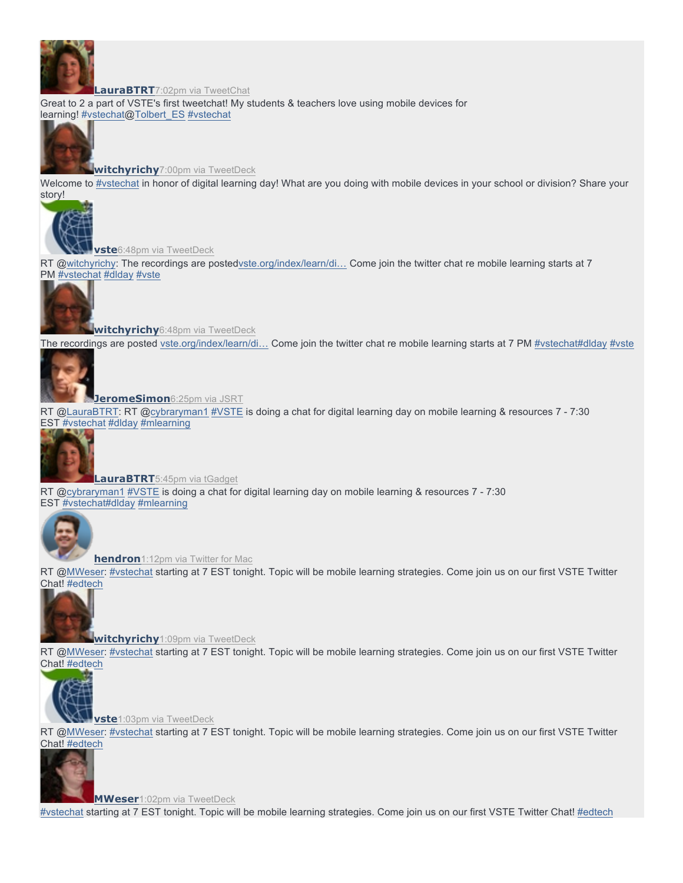**LauraBTRT** 7:02pm via TweetChat

Great to 2 a part of VSTE's first tweetchat! My students & teachers love using mobile devices for learning! #vstechat@Tolbert_ES #vstechat

**witchyrichy** 7:00pm via TweetDeck

Welcome to #vstechat in honor of digital learning day! What are you doing with mobile devices in your school or division? Share your story!

**vste** 6:48pm via TweetDeck

RT @witchyrichy: The recordings are postedvste.org/index/learn/di… Come join the twitter chat re mobile learning starts at 7 PM #vstechat #dlday #vste

**witchyrichy** 6:48pm via TweetDeck

The recordings are posted vste.org/index/learn/di… Come join the twitter chat re mobile learning starts at 7 PM #vstechat#dlday #vste

**JeromeSimon** 6:25pm via JSRT

RT @LauraBTRT: RT @cybraryman1 #VSTE is doing a chat for digital learning day on mobile learning & resources 7 - 7:30 EST #vstechat #dlday #mlearning

**LauraBTRT** 5:45pm via tGadget

RT @cybraryman1 #VSTE is doing a chat for digital learning day on mobile learning & resources 7 - 7:30 EST #vstechat#dlday #mlearning

**hendron** 1:12pm via Twitter for Mac

RT @MWeser: #vstechat starting at 7 EST tonight. Topic will be mobile learning strategies. Come join us on our first VSTE Twitter Chat! #edtech

**witchyrichy** 1:09pm via TweetDeck

RT @MWeser: #vstechat starting at 7 EST tonight. Topic will be mobile learning strategies. Come join us on our first VSTE Twitter Chat! #edtech

**vste** 1:03pm via TweetDeck

RT @MWeser: #vstechat starting at 7 EST tonight. Topic will be mobile learning strategies. Come join us on our first VSTE Twitter Chat! #edtech

**MWeser** 1:02pm via TweetDeck

#vstechat starting at 7 EST tonight. Topic will be mobile learning strategies. Come join us on our first VSTE Twitter Chat! #edtech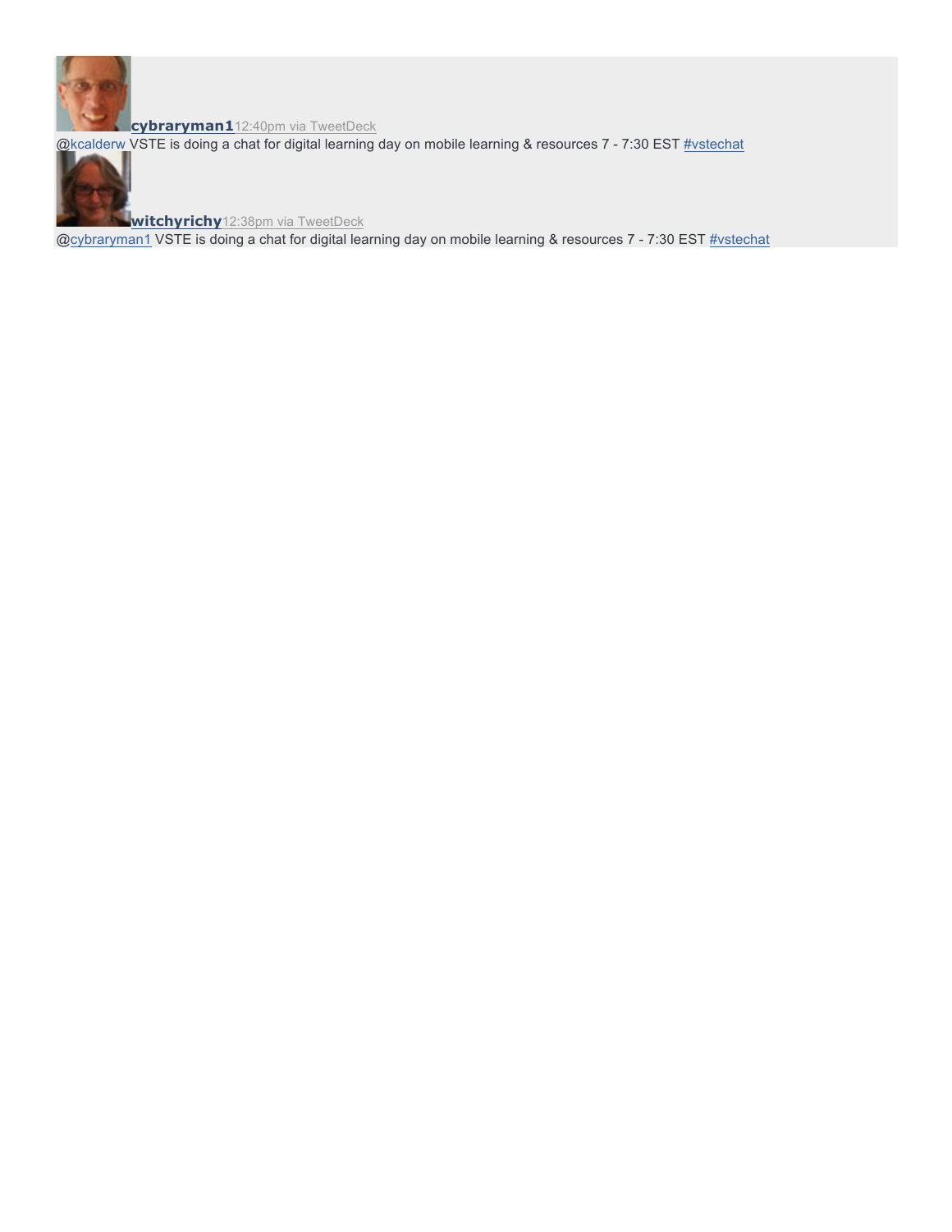**cybraryman1** 12:40pm via TweetDeck

@kcalderw VSTE is doing a chat for digital learning day on mobile learning & resources 7 - 7:30 EST #vstechat

**witchyrichy** 12:38pm via TweetDeck

@cybraryman1 VSTE is doing a chat for digital learning day on mobile learning & resources 7 - 7:30 EST #vstechat